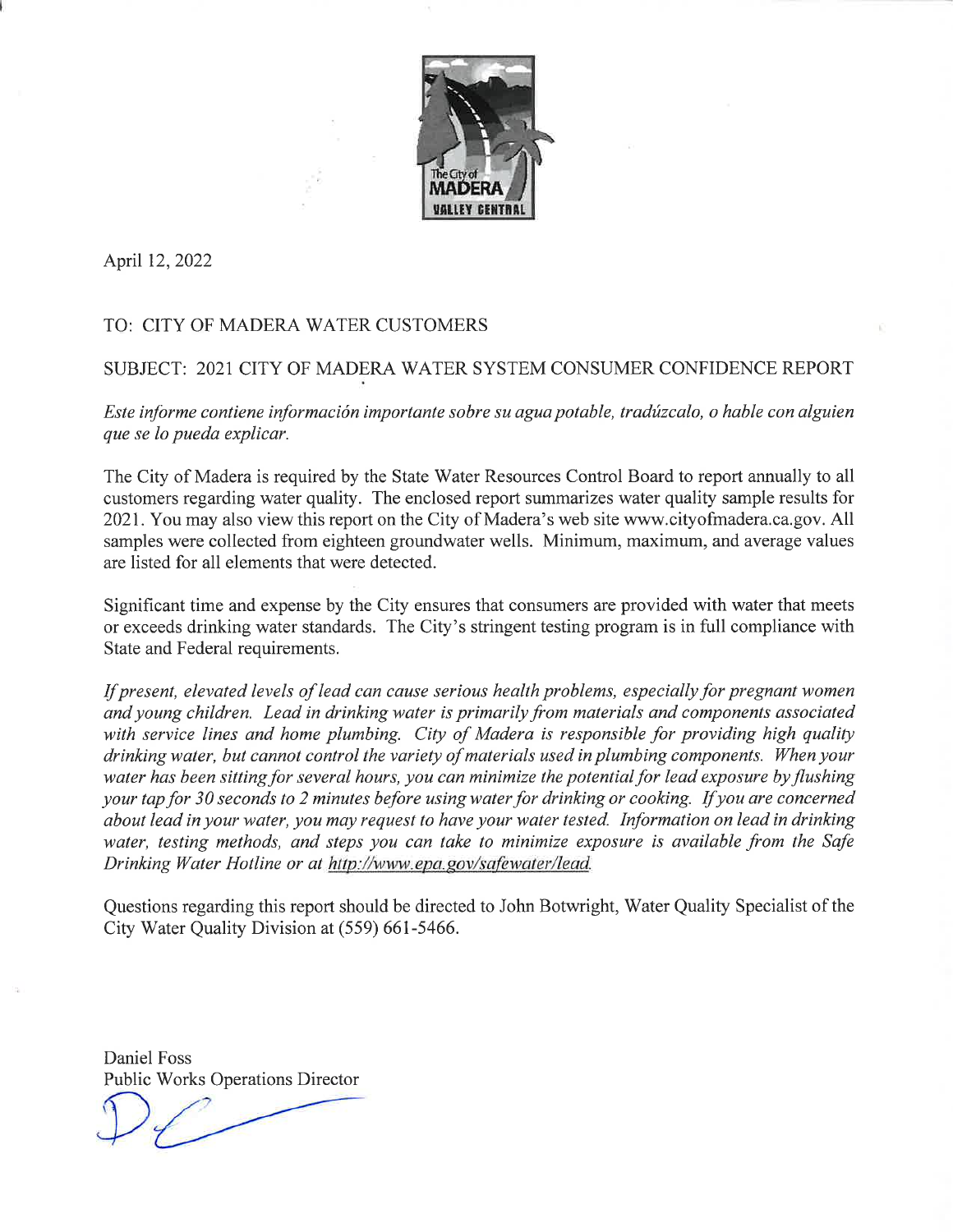April 12, 2022

TO: CITY OF MADERA WATER CUSTOMERS

SUBJECT: 2021 CITY OF MADERA WATER SYSTEM CONSUMER CONFIDENCE REPORT

*Este informe contiene información importante sobre su agua potable, tradúzcalo, o hable con alguien que se lo pueda explicar.*

The City of Madera is required by the State Water Resources Control Board to report annually to all customers regarding water quality. The enclosed report summarizes water quality sample results for 2021. You may also view this report on the City of Madera's web site www.cityofmadera.ca.gov. All samples were collected from eighteen groundwater wells. Minimum, maximum, and average values are listed for all elements that were detected.

Significant time and expense by the City ensures that consumers are provided with water that meets or exceeds drinking water standards. The City's stringent testing program is in full compliance with State and Federal requirements.

*If present, elevated levels of lead can cause serious health problems, especially for pregnant women and young children. Lead in drinking water is primarily from materials and components associated with service lines and home plumbing. City of Madera is responsible for providing high quality drinking water, but cannot control the variety of materials used in plumbing components. When your water has been sitting for several hours, you can minimize the potential for lead exposure by flushing your tap for 30 seconds to 2 minutes before using water for drinking or cooking. If you are concerned about lead in your water, you may request to have your water tested. Information on lead in drinking water, testing methods, and steps you can take to minimize exposure is available from the Safe Drinking Water Hotline or at http://www.epa.gov/safewater/lead.*

Questions regarding this report should be directed to John Botwright, Water Quality Specialist of the City Water Quality Division at (559) 661-5466.

Daniel Foss
Public Works Operations Director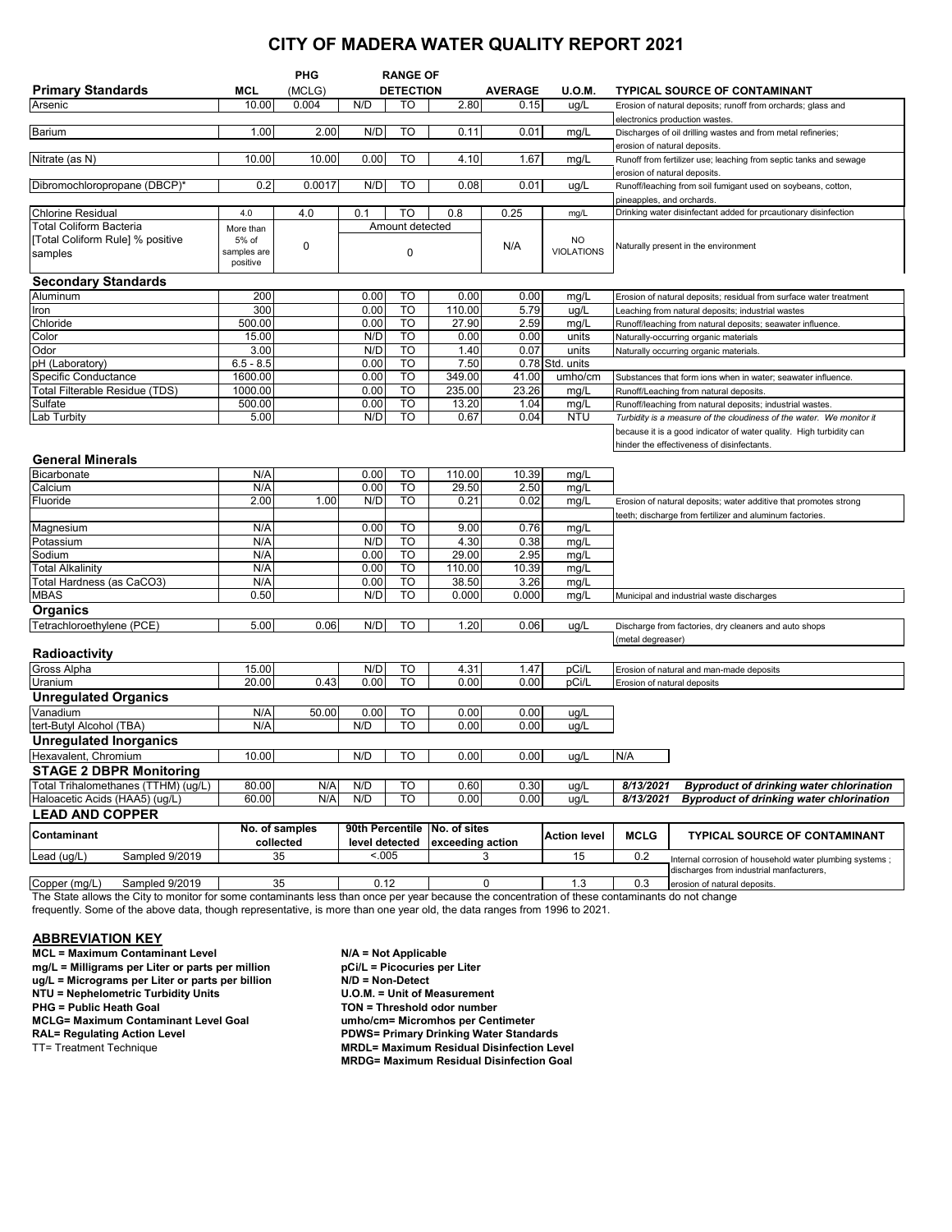# CITY OF MADERA WATER QUALITY REPORT 2021

| Primary Standards | MCL | PHG (MCLG) | RANGE OF DETECTION | | | AVERAGE | U.O.M. | TYPICAL SOURCE OF CONTAMINANT |
|---|---|---|---|---|---|---|---|---|
| Arsenic | 10.00 | 0.004 | N/D | TO | 2.80 | 0.15 | ug/L | Erosion of natural deposits; runoff from orchards; glass and electronics production wastes. |
| Barium | 1.00 | 2.00 | N/D | TO | 0.11 | 0.01 | mg/L | Discharges of oil drilling wastes and from metal refineries; erosion of natural deposits. |
| Nitrate (as N) | 10.00 | 10.00 | 0.00 | TO | 4.10 | 1.67 | mg/L | Runoff from fertilizer use; leaching from septic tanks and sewage erosion of natural deposits. |
| Dibromochloropropane (DBCP)* | 0.2 | 0.0017 | N/D | TO | 0.08 | 0.01 | ug/L | Runoff/leaching from soil fumigant used on soybeans, cotton, pineapples, and orchards. |
| Chlorine Residual | 4.0 | 4.0 | 0.1 | TO | 0.8 | 0.25 | mg/L | Drinking water disinfectant added for prcautionary disinfection |
| Total Coliform Bacteria [Total Coliform Rule] % positive samples | More than 5% of samples are positive | 0 | Amount detected 0 | | | N/A | NO VIOLATIONS | Naturally present in the environment |
| **Secondary Standards** | | | | | | | | |
| Aluminum | 200 | | 0.00 | TO | 0.00 | 0.00 | mg/L | Erosion of natural deposits; residual from surface water treatment |
| Iron | 300 | | 0.00 | TO | 110.00 | 5.79 | ug/L | Leaching from natural deposits; industrial wastes |
| Chloride | 500.00 | | 0.00 | TO | 27.90 | 2.59 | mg/L | Runoff/leaching from natural deposits; seawater influence. |
| Color | 15.00 | | N/D | TO | 0.00 | 0.00 | units | Naturally-occurring organic materials |
| Odor | 3.00 | | N/D | TO | 1.40 | 0.07 | units | Naturally occurring organic materials. |
| pH (Laboratory) | 6.5 - 8.5 | | 0.00 | TO | 7.50 | 0.78 | Std. units | |
| Specific Conductance | 1600.00 | | 0.00 | TO | 349.00 | 41.00 | umho/cm | Substances that form ions when in water; seawater influence. |
| Total Filterable Residue (TDS) | 1000.00 | | 0.00 | TO | 235.00 | 23.26 | mg/L | Runoff/Leaching from natural deposits. |
| Sulfate | 500.00 | | 0.00 | TO | 13.20 | 1.04 | mg/L | Runoff/leaching from natural deposits; industrial wastes. |
| Lab Turbity | 5.00 | | N/D | TO | 0.67 | 0.04 | NTU | *Turbidity is a measure of the cloudiness of the water. We monitor it because it is a good indicator of water quality. High turbidity can hinder the effectiveness of disinfectants.* |
| **General Minerals** | | | | | | | | |
| Bicarbonate | N/A | | 0.00 | TO | 110.00 | 10.39 | mg/L | |
| Calcium | N/A | | 0.00 | TO | 29.50 | 2.50 | mg/L | |
| Fluoride | 2.00 | 1.00 | N/D | TO | 0.21 | 0.02 | mg/L | Erosion of natural deposits; water additive that promotes strong teeth; discharge from fertilizer and aluminum factories. |
| Magnesium | N/A | | 0.00 | TO | 9.00 | 0.76 | mg/L | |
| Potassium | N/A | | N/D | TO | 4.30 | 0.38 | mg/L | |
| Sodium | N/A | | 0.00 | TO | 29.00 | 2.95 | mg/L | |
| Total Alkalinity | N/A | | 0.00 | TO | 110.00 | 10.39 | mg/L | |
| Total Hardness (as CaCO3) | N/A | | 0.00 | TO | 38.50 | 3.26 | mg/L | |
| MBAS | 0.50 | | N/D | TO | 0.000 | 0.000 | mg/L | Municipal and industrial waste discharges |
| **Organics** | | | | | | | | |
| Tetrachloroethylene (PCE) | 5.00 | 0.06 | N/D | TO | 1.20 | 0.06 | ug/L | Discharge from factories, dry cleaners and auto shops (metal degreaser) |
| **Radioactivity** | | | | | | | | |
| Gross Alpha | 15.00 | | N/D | TO | 4.31 | 1.47 | pCi/L | Erosion of natural and man-made deposits |
| Uranium | 20.00 | 0.43 | 0.00 | TO | 0.00 | 0.00 | pCi/L | Erosion of natural deposits |
| **Unregulated Organics** | | | | | | | | |
| Vanadium | N/A | 50.00 | 0.00 | TO | 0.00 | 0.00 | ug/L | |
| tert-Butyl Alcohol (TBA) | N/A | | N/D | TO | 0.00 | 0.00 | ug/L | |
| **Unregulated Inorganics** | | | | | | | | |
| Hexavalent, Chromium | 10.00 | | N/D | TO | 0.00 | 0.00 | ug/L | N/A |
| **STAGE 2 DBPR Monitoring** | | | | | | | | |
| Total Trihalomethanes (TTHM) (ug/L) | 80.00 | N/A | N/D | TO | 0.60 | 0.30 | ug/L | *8/13/2021* ***Byproduct of drinking water chlorination*** |
| Haloacetic Acids (HAA5) (ug/L) | 60.00 | N/A | N/D | TO | 0.00 | 0.00 | ug/L | *8/13/2021* ***Byproduct of drinking water chlorination*** |

**LEAD AND COPPER**

| Contaminant | | No. of samples collected | 90th Percentile level detected | No. of sites exceeding action | Action level | MCLG | TYPICAL SOURCE OF CONTAMINANT |
|---|---|---|---|---|---|---|---|
| Lead (ug/L) | Sampled 9/2019 | 35 | <.005 | 3 | 15 | 0.2 | Internal corrosion of household water plumbing systems ; discharges from industrial manfacturers, erosion of natural deposits. |
| Copper (mg/L) | Sampled 9/2019 | 35 | 0.12 | 0 | 1.3 | 0.3 | |

The State allows the City to monitor for some contaminants less than once per year because the concentration of these contaminants do not change frequently. Some of the above data, though representative, is more than one year old, the data ranges from 1996 to 2021.

## ABBREVIATION KEY

**MCL = Maximum Contaminant Level**
**mg/L = Milligrams per Liter or parts per million**
**ug/L = Micrograms per Liter or parts per billion**
**NTU = Nephelometric Turbidity Units**
**PHG = Public Heath Goal**
**MCLG= Maximum Contaminant Level Goal**
**RAL= Regulating Action Level**
TT= Treatment Technique

**N/A = Not Applicable**
**pCi/L = Picocuries per Liter**
**N/D = Non-Detect**
**U.O.M. = Unit of Measurement**
**TON = Threshold odor number**
**umho/cm= Micromhos per Centimeter**
**PDWS= Primary Drinking Water Standards**
**MRDL= Maximum Residual Disinfection Level**
**MRDG= Maximum Residual Disinfection Goal**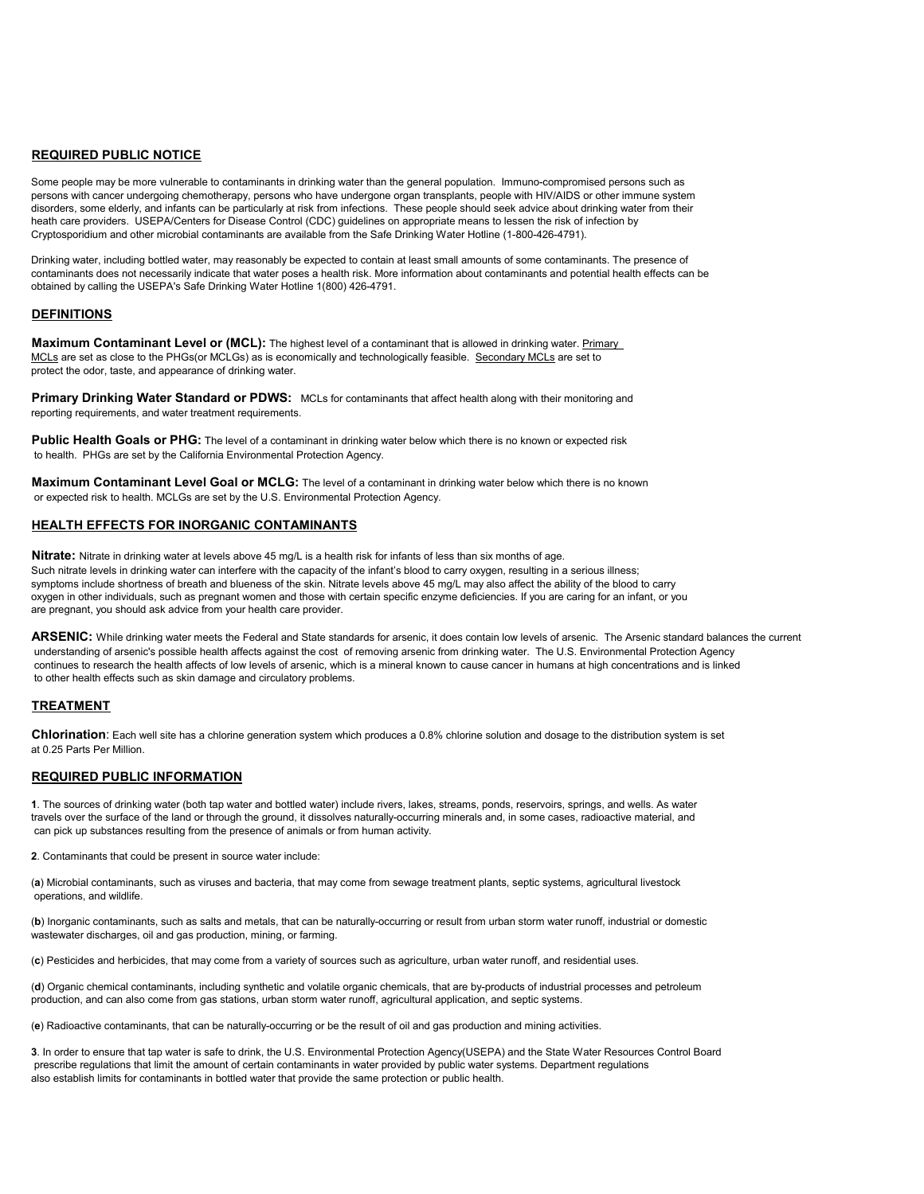## REQUIRED PUBLIC NOTICE

Some people may be more vulnerable to contaminants in drinking water than the general population. Immuno-compromised persons such as persons with cancer undergoing chemotherapy, persons who have undergone organ transplants, people with HIV/AIDS or other immune system disorders, some elderly, and infants can be particularly at risk from infections. These people should seek advice about drinking water from their heath care providers. USEPA/Centers for Disease Control (CDC) guidelines on appropriate means to lessen the risk of infection by Cryptosporidium and other microbial contaminants are available from the Safe Drinking Water Hotline (1-800-426-4791).

Drinking water, including bottled water, may reasonably be expected to contain at least small amounts of some contaminants. The presence of contaminants does not necessarily indicate that water poses a health risk. More information about contaminants and potential health effects can be obtained by calling the USEPA's Safe Drinking Water Hotline 1(800) 426-4791.

## DEFINITIONS

**Maximum Contaminant Level or (MCL):** The highest level of a contaminant that is allowed in drinking water. Primary MCLs are set as close to the PHGs(or MCLGs) as is economically and technologically feasible. Secondary MCLs are set to protect the odor, taste, and appearance of drinking water.

**Primary Drinking Water Standard or PDWS:** MCLs for contaminants that affect health along with their monitoring and reporting requirements, and water treatment requirements.

**Public Health Goals or PHG:** The level of a contaminant in drinking water below which there is no known or expected risk to health. PHGs are set by the California Environmental Protection Agency.

**Maximum Contaminant Level Goal or MCLG:** The level of a contaminant in drinking water below which there is no known or expected risk to health. MCLGs are set by the U.S. Environmental Protection Agency.

## HEALTH EFFECTS FOR INORGANIC CONTAMINANTS

**Nitrate:** Nitrate in drinking water at levels above 45 mg/L is a health risk for infants of less than six months of age. Such nitrate levels in drinking water can interfere with the capacity of the infant's blood to carry oxygen, resulting in a serious illness; symptoms include shortness of breath and blueness of the skin. Nitrate levels above 45 mg/L may also affect the ability of the blood to carry oxygen in other individuals, such as pregnant women and those with certain specific enzyme deficiencies. If you are caring for an infant, or you are pregnant, you should ask advice from your health care provider.

**ARSENIC:** While drinking water meets the Federal and State standards for arsenic, it does contain low levels of arsenic. The Arsenic standard balances the current understanding of arsenic's possible health affects against the cost of removing arsenic from drinking water. The U.S. Environmental Protection Agency continues to research the health affects of low levels of arsenic, which is a mineral known to cause cancer in humans at high concentrations and is linked to other health effects such as skin damage and circulatory problems.

## TREATMENT

**Chlorination**: Each well site has a chlorine generation system which produces a 0.8% chlorine solution and dosage to the distribution system is set at 0.25 Parts Per Million.

## REQUIRED PUBLIC INFORMATION

**1**. The sources of drinking water (both tap water and bottled water) include rivers, lakes, streams, ponds, reservoirs, springs, and wells. As water travels over the surface of the land or through the ground, it dissolves naturally-occurring minerals and, in some cases, radioactive material, and can pick up substances resulting from the presence of animals or from human activity.

**2**. Contaminants that could be present in source water include:

(**a**) Microbial contaminants, such as viruses and bacteria, that may come from sewage treatment plants, septic systems, agricultural livestock operations, and wildlife.

(**b**) Inorganic contaminants, such as salts and metals, that can be naturally-occurring or result from urban storm water runoff, industrial or domestic wastewater discharges, oil and gas production, mining, or farming.

(**c**) Pesticides and herbicides, that may come from a variety of sources such as agriculture, urban water runoff, and residential uses.

(**d**) Organic chemical contaminants, including synthetic and volatile organic chemicals, that are by-products of industrial processes and petroleum production, and can also come from gas stations, urban storm water runoff, agricultural application, and septic systems.

(**e**) Radioactive contaminants, that can be naturally-occurring or be the result of oil and gas production and mining activities.

**3**. In order to ensure that tap water is safe to drink, the U.S. Environmental Protection Agency(USEPA) and the State Water Resources Control Board prescribe regulations that limit the amount of certain contaminants in water provided by public water systems. Department regulations also establish limits for contaminants in bottled water that provide the same protection or public health.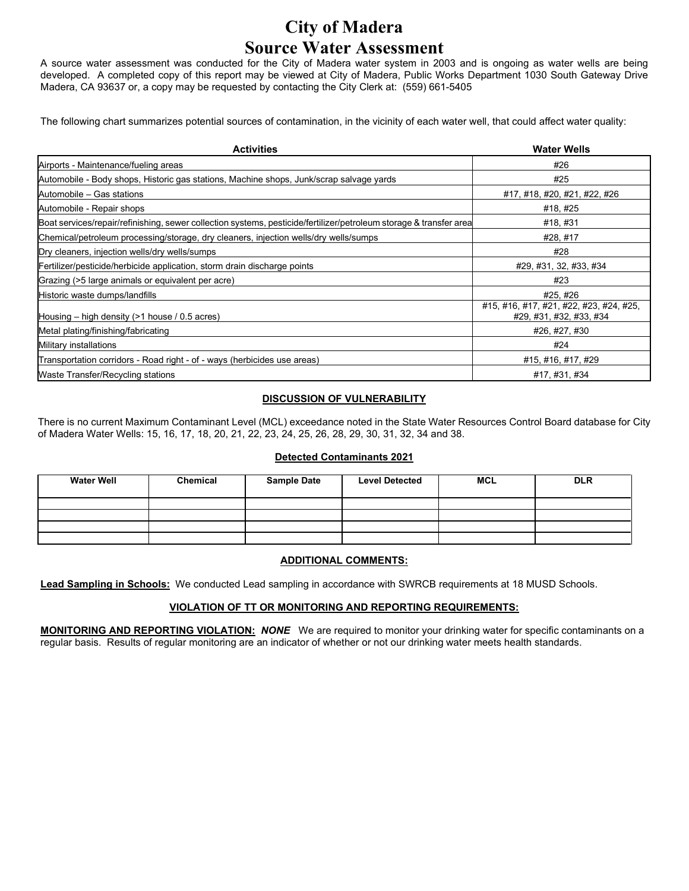# City of Madera

## Source Water Assessment

A source water assessment was conducted for the City of Madera water system in 2003 and is ongoing as water wells are being developed. A completed copy of this report may be viewed at City of Madera, Public Works Department 1030 South Gateway Drive Madera, CA 93637 or, a copy may be requested by contacting the City Clerk at: (559) 661-5405

The following chart summarizes potential sources of contamination, in the vicinity of each water well, that could affect water quality:

| Activities | Water Wells |
|---|---|
| Airports - Maintenance/fueling areas | #26 |
| Automobile - Body shops, Historic gas stations, Machine shops, Junk/scrap salvage yards | #25 |
| Automobile – Gas stations | #17, #18, #20, #21, #22, #26 |
| Automobile - Repair shops | #18, #25 |
| Boat services/repair/refinishing, sewer collection systems, pesticide/fertilizer/petroleum storage & transfer area | #18, #31 |
| Chemical/petroleum processing/storage, dry cleaners, injection wells/dry wells/sumps | #28, #17 |
| Dry cleaners, injection wells/dry wells/sumps | #28 |
| Fertilizer/pesticide/herbicide application, storm drain discharge points | #29, #31, 32, #33, #34 |
| Grazing (>5 large animals or equivalent per acre) | #23 |
| Historic waste dumps/landfills | #25, #26 |
| Housing – high density (>1 house / 0.5 acres) | #15, #16, #17, #21, #22, #23, #24, #25, #29, #31, #32, #33, #34 |
| Metal plating/finishing/fabricating | #26, #27, #30 |
| Military installations | #24 |
| Transportation corridors - Road right - of - ways (herbicides use areas) | #15, #16, #17, #29 |
| Waste Transfer/Recycling stations | #17, #31, #34 |

### DISCUSSION OF VULNERABILITY

There is no current Maximum Contaminant Level (MCL) exceedance noted in the State Water Resources Control Board database for City of Madera Water Wells: 15, 16, 17, 18, 20, 21, 22, 23, 24, 25, 26, 28, 29, 30, 31, 32, 34 and 38.

### Detected Contaminants 2021

| Water Well | Chemical | Sample Date | Level Detected | MCL | DLR |
|---|---|---|---|---|---|
| | | | | | |
| | | | | | |
| | | | | | |
| | | | | | |

### ADDITIONAL COMMENTS:

**Lead Sampling in Schools:** We conducted Lead sampling in accordance with SWRCB requirements at 18 MUSD Schools.

### VIOLATION OF TT OR MONITORING AND REPORTING REQUIREMENTS:

**MONITORING AND REPORTING VIOLATION:** ***NONE*** We are required to monitor your drinking water for specific contaminants on a regular basis. Results of regular monitoring are an indicator of whether or not our drinking water meets health standards.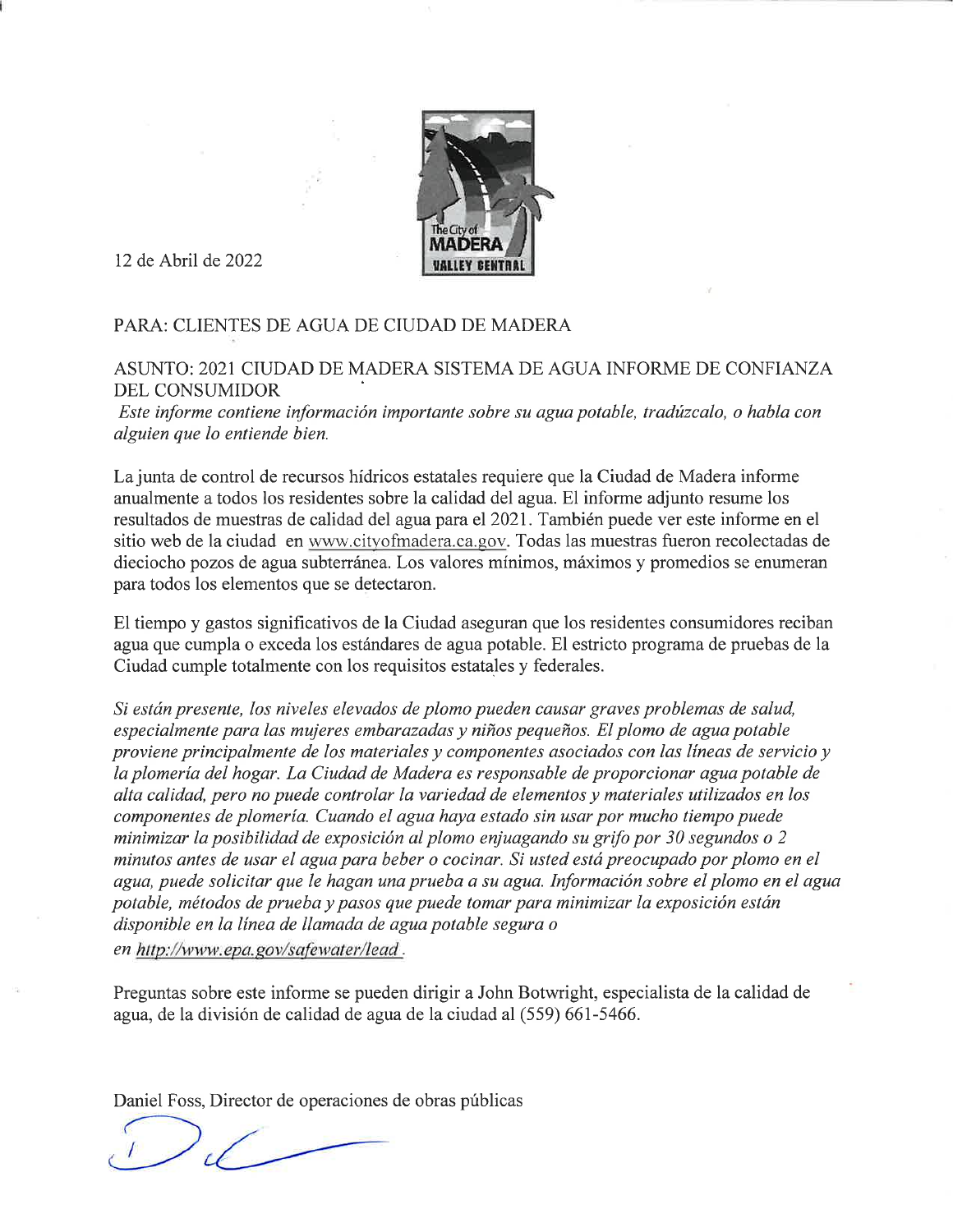12 de Abril de 2022

PARA: CLIENTES DE AGUA DE CIUDAD DE MADERA

ASUNTO: 2021 CIUDAD DE MADERA SISTEMA DE AGUA INFORME DE CONFIANZA DEL CONSUMIDOR

*Este informe contiene información importante sobre su agua potable, tradúzcalo, o habla con alguien que lo entiende bien.*

La junta de control de recursos hídricos estatales requiere que la Ciudad de Madera informe anualmente a todos los residentes sobre la calidad del agua. El informe adjunto resume los resultados de muestras de calidad del agua para el 2021. También puede ver este informe en el sitio web de la ciudad en www.cityofmadera.ca.gov. Todas las muestras fueron recolectadas de dieciocho pozos de agua subterránea. Los valores mínimos, máximos y promedios se enumeran para todos los elementos que se detectaron.

El tiempo y gastos significativos de la Ciudad aseguran que los residentes consumidores reciban agua que cumpla o exceda los estándares de agua potable. El estricto programa de pruebas de la Ciudad cumple totalmente con los requisitos estatales y federales.

*Si están presente, los niveles elevados de plomo pueden causar graves problemas de salud, especialmente para las mujeres embarazadas y niños pequeños. El plomo de agua potable proviene principalmente de los materiales y componentes asociados con las líneas de servicio y la plomería del hogar. La Ciudad de Madera es responsable de proporcionar agua potable de alta calidad, pero no puede controlar la variedad de elementos y materiales utilizados en los componentes de plomería. Cuando el agua haya estado sin usar por mucho tiempo puede minimizar la posibilidad de exposición al plomo enjuagando su grifo por 30 segundos o 2 minutos antes de usar el agua para beber o cocinar. Si usted está preocupado por plomo en el agua, puede solicitar que le hagan una prueba a su agua. Información sobre el plomo en el agua potable, métodos de prueba y pasos que puede tomar para minimizar la exposición están disponible en la línea de llamada de agua potable segura o en http://www.epa.gov/safewater/lead.*

Preguntas sobre este informe se pueden dirigir a John Botwright, especialista de la calidad de agua, de la división de calidad de agua de la ciudad al (559) 661-5466.

Daniel Foss, Director de operaciones de obras públicas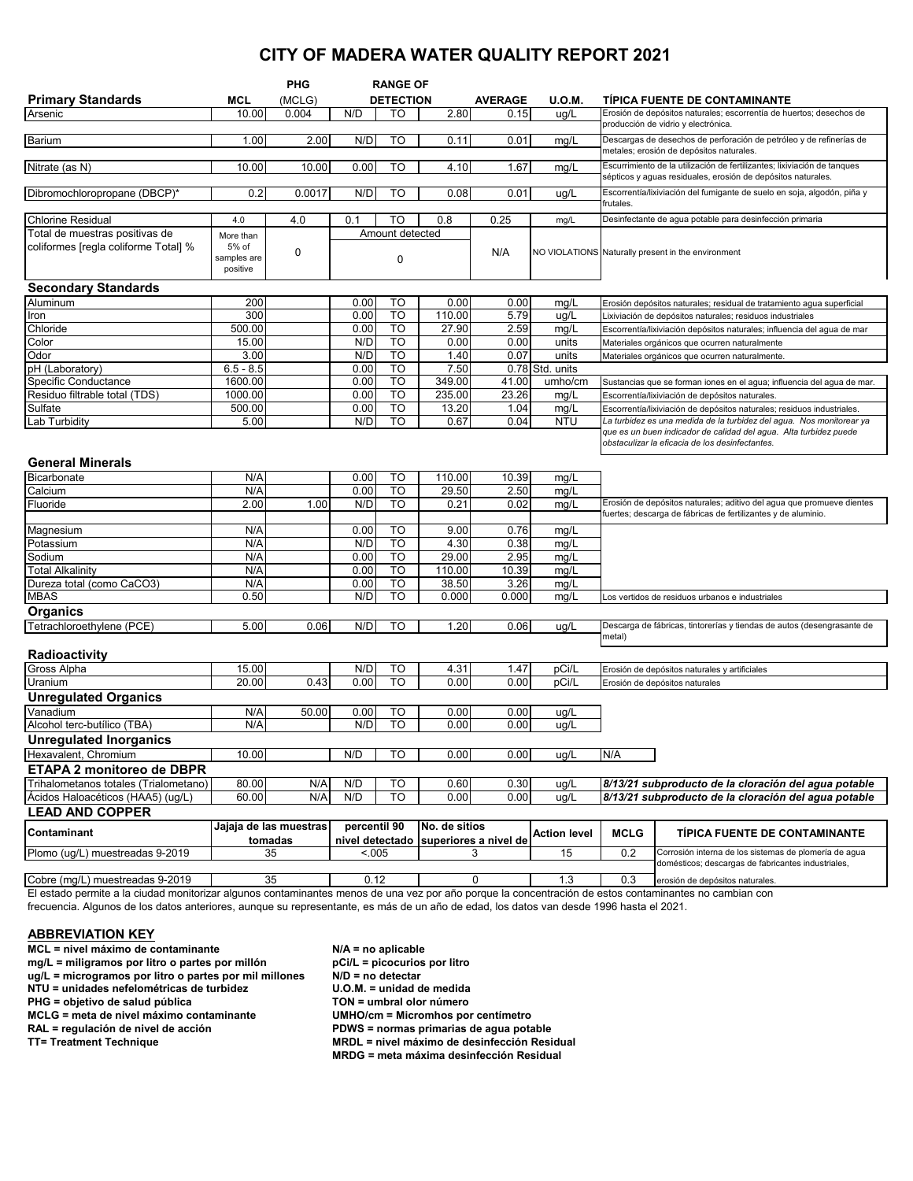# CITY OF MADERA WATER QUALITY REPORT 2021

| Primary Standards | MCL | PHG (MCLG) | RANGE OF DETECTION | | | AVERAGE | U.O.M. | TÍPICA FUENTE DE CONTAMINANTE |
|---|---|---|---|---|---|---|---|---|
| Arsenic | 10.00 | 0.004 | N/D | TO | 2.80 | 0.15 | ug/L | Erosión de depósitos naturales; escorrentía de huertos; desechos de producción de vidrio y electrónica. |
| Barium | 1.00 | 2.00 | N/D | TO | 0.11 | 0.01 | mg/L | Descargas de desechos de perforación de petróleo y de refinerías de metales; erosión de depósitos naturales. |
| Nitrate (as N) | 10.00 | 10.00 | 0.00 | TO | 4.10 | 1.67 | mg/L | Escurrimiento de la utilización de fertilizantes; lixiviación de tanques sépticos y aguas residuales, erosión de depósitos naturales. |
| Dibromochloropropane (DBCP)* | 0.2 | 0.0017 | N/D | TO | 0.08 | 0.01 | ug/L | Escorrentía/lixiviación del fumigante de suelo en soja, algodón, piña y frutales. |
| Chlorine Residual | 4.0 | 4.0 | 0.1 | TO | 0.8 | 0.25 | mg/L | Desinfectante de agua potable para desinfección primaria |
| Total de muestras positivas de coliformes [regla coliforme Total] % | More than 5% of samples are positive | 0 | Amount detected 0 | | | N/A | NO VIOLATIONS | Naturally present in the environment |

| Secondary Standards | MCL | PHG (MCLG) | RANGE OF DETECTION | | | AVERAGE | U.O.M. | TÍPICA FUENTE DE CONTAMINANTE |
|---|---|---|---|---|---|---|---|---|
| Aluminum | 200 | | 0.00 | TO | 0.00 | 0.00 | mg/L | Erosión depósitos naturales; residual de tratamiento agua superficial |
| Iron | 300 | | 0.00 | TO | 110.00 | 5.79 | ug/L | Lixiviación de depósitos naturales; residuos industriales |
| Chloride | 500.00 | | 0.00 | TO | 27.90 | 2.59 | mg/L | Escorrentía/lixiviación depósitos naturales; influencia del agua de mar |
| Color | 15.00 | | N/D | TO | 0.00 | 0.00 | units | Materiales orgánicos que ocurren naturalmente |
| Odor | 3.00 | | N/D | TO | 1.40 | 0.07 | units | Materiales orgánicos que ocurren naturalmente. |
| pH (Laboratory) | 6.5 - 8.5 | | 0.00 | TO | 7.50 | 0.78 | Std. units | |
| Specific Conductance | 1600.00 | | 0.00 | TO | 349.00 | 41.00 | umho/cm | Sustancias que se forman iones en el agua; influencia del agua de mar. |
| Residuo filtrable total (TDS) | 1000.00 | | 0.00 | TO | 235.00 | 23.26 | mg/L | Escorrentía/lixiviación de depósitos naturales. |
| Sulfate | 500.00 | | 0.00 | TO | 13.20 | 1.04 | mg/L | Escorrentía/lixiviación de depósitos naturales; residuos industriales. |
| Lab Turbidity | 5.00 | | N/D | TO | 0.67 | 0.04 | NTU | *La turbidez es una medida de la turbidez del agua. Nos monitorear ya que es un buen indicador de calidad del agua. Alta turbidez puede obstaculizar la eficacia de los desinfectantes.* |

| General Minerals | MCL | PHG (MCLG) | RANGE OF DETECTION | | | AVERAGE | U.O.M. | TÍPICA FUENTE DE CONTAMINANTE |
|---|---|---|---|---|---|---|---|---|
| Bicarbonate | N/A | | 0.00 | TO | 110.00 | 10.39 | mg/L | |
| Calcium | N/A | | 0.00 | TO | 29.50 | 2.50 | mg/L | |
| Fluoride | 2.00 | 1.00 | N/D | TO | 0.21 | 0.02 | mg/L | Erosión de depósitos naturales; aditivo del agua que promueve dientes fuertes; descarga de fábricas de fertilizantes y de aluminio. |
| Magnesium | N/A | | 0.00 | TO | 9.00 | 0.76 | mg/L | |
| Potassium | N/A | | N/D | TO | 4.30 | 0.38 | mg/L | |
| Sodium | N/A | | 0.00 | TO | 29.00 | 2.95 | mg/L | |
| Total Alkalinity | N/A | | 0.00 | TO | 110.00 | 10.39 | mg/L | |
| Dureza total (como CaCO3) | N/A | | 0.00 | TO | 38.50 | 3.26 | mg/L | |
| MBAS | 0.50 | | N/D | TO | 0.000 | 0.000 | mg/L | Los vertidos de residuos urbanos e industriales |
| **Organics** | | | | | | | | |
| Tetrachloroethylene (PCE) | 5.00 | 0.06 | N/D | TO | 1.20 | 0.06 | ug/L | Descarga de fábricas, tintorerías y tiendas de autos (desengrasante de metal) |
| **Radioactivity** | | | | | | | | |
| Gross Alpha | 15.00 | | N/D | TO | 4.31 | 1.47 | pCi/L | Erosión de depósitos naturales y artificiales |
| Uranium | 20.00 | 0.43 | 0.00 | TO | 0.00 | 0.00 | pCi/L | Erosión de depósitos naturales |
| **Unregulated Organics** | | | | | | | | |
| Vanadium | N/A | 50.00 | 0.00 | TO | 0.00 | 0.00 | ug/L | |
| Alcohol terc-butílico (TBA) | N/A | | N/D | TO | 0.00 | 0.00 | ug/L | |
| **Unregulated Inorganics** | | | | | | | | |
| Hexavalent, Chromium | 10.00 | | N/D | TO | 0.00 | 0.00 | ug/L | N/A |
| **ETAPA 2 monitoreo de DBPR** | | | | | | | | |
| Trihalometanos totales (Trialometano) | 80.00 | N/A | N/D | TO | 0.60 | 0.30 | ug/L | ***8/13/21 subproducto de la cloración del agua potable*** |
| Ácidos Haloacéticos (HAA5) (ug/L) | 60.00 | N/A | N/D | TO | 0.00 | 0.00 | ug/L | ***8/13/21 subproducto de la cloración del agua potable*** |

## LEAD AND COPPER

| Contaminant | Jajaja de las muestras tomadas | percentil 90 nivel detectado | No. de sitios superiores a nivel de | Action level | MCLG | TÍPICA FUENTE DE CONTAMINANTE |
|---|---|---|---|---|---|---|
| Plomo (ug/L) muestreadas 9-2019 | 35 | <.005 | 3 | 15 | 0.2 | Corrosión interna de los sistemas de plomería de agua domésticos; descargas de fabricantes industriales, |
| Cobre (mg/L) muestreadas 9-2019 | 35 | 0.12 | 0 | 1.3 | 0.3 | erosión de depósitos naturales. |

El estado permite a la ciudad monitorizar algunos contaminantes menos de una vez por año porque la concentración de estos contaminantes no cambian con frecuencia. Algunos de los datos anteriores, aunque su representante, es más de un año de edad, los datos van desde 1996 hasta el 2021.

## ABBREVIATION KEY

**MCL = nivel máximo de contaminante**
**mg/L = miligramos por litro o partes por millón**
**ug/L = microgramos por litro o partes por mil millones**
**NTU = unidades nefelométricas de turbidez**
**PHG = objetivo de salud pública**
**MCLG = meta de nivel máximo contaminante**
**RAL = regulación de nivel de acción**
**TT= Treatment Technique**
**N/A = no aplicable**
**pCi/L = picocurios por litro**
**N/D = no detectar**
**U.O.M. = unidad de medida**
**TON = umbral olor número**
**UMHO/cm = Micromhos por centímetro**
**PDWS = normas primarias de agua potable**
**MRDL = nivel máximo de desinfección Residual**
**MRDG = meta máxima desinfección Residual**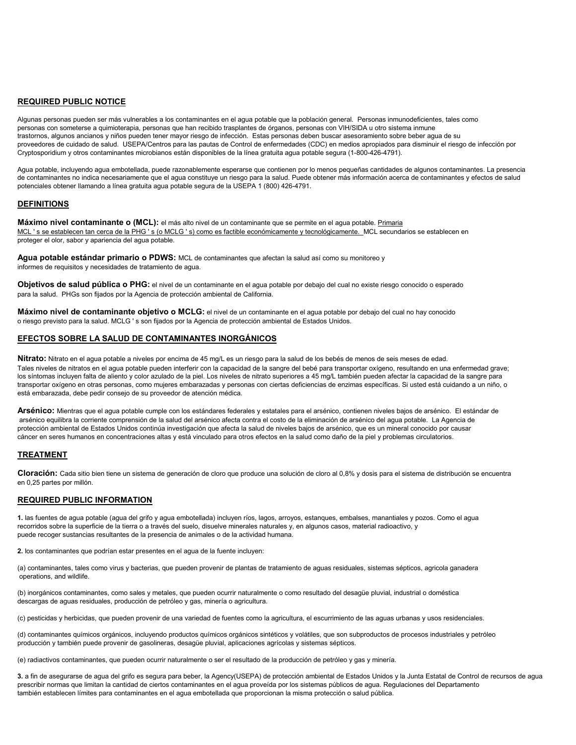## REQUIRED PUBLIC NOTICE

Algunas personas pueden ser más vulnerables a los contaminantes en el agua potable que la población general. Personas inmunodeficientes, tales como personas con someterse a quimioterapia, personas que han recibido trasplantes de órganos, personas con VIH/SIDA u otro sistema inmune trastornos, algunos ancianos y niños pueden tener mayor riesgo de infección. Estas personas deben buscar asesoramiento sobre beber agua de su proveedores de cuidado de salud. USEPA/Centros para las pautas de Control de enfermedades (CDC) en medios apropiados para disminuir el riesgo de infección por Cryptosporidium y otros contaminantes microbianos están disponibles de la línea gratuita agua potable segura (1-800-426-4791).

Agua potable, incluyendo agua embotellada, puede razonablemente esperarse que contienen por lo menos pequeñas cantidades de algunos contaminantes. La presencia de contaminantes no indica necesariamente que el agua constituye un riesgo para la salud. Puede obtener más información acerca de contaminantes y efectos de salud potenciales obtener llamando a línea gratuita agua potable segura de la USEPA 1 (800) 426-4791.

## DEFINITIONS

**Máximo nivel contaminante o (MCL):** el más alto nivel de un contaminante que se permite en el agua potable. Primaria MCL ' s se establecen tan cerca de la PHG ' s (o MCLG ' s) como es factible económicamente y tecnológicamente. MCL secundarios se establecen en proteger el olor, sabor y apariencia del agua potable.

**Agua potable estándar primario o PDWS:** MCL de contaminantes que afectan la salud así como su monitoreo y informes de requisitos y necesidades de tratamiento de agua.

**Objetivos de salud pública o PHG:** el nivel de un contaminante en el agua potable por debajo del cual no existe riesgo conocido o esperado para la salud. PHGs son fijados por la Agencia de protección ambiental de California.

**Máximo nivel de contaminante objetivo o MCLG:** el nivel de un contaminante en el agua potable por debajo del cual no hay conocido o riesgo previsto para la salud. MCLG ' s son fijados por la Agencia de protección ambiental de Estados Unidos.

## EFECTOS SOBRE LA SALUD DE CONTAMINANTES INORGÁNICOS

**Nitrato:** Nitrato en el agua potable a niveles por encima de 45 mg/L es un riesgo para la salud de los bebés de menos de seis meses de edad. Tales niveles de nitratos en el agua potable pueden interferir con la capacidad de la sangre del bebé para transportar oxígeno, resultando en una enfermedad grave; los síntomas incluyen falta de aliento y color azulado de la piel. Los niveles de nitrato superiores a 45 mg/L también pueden afectar la capacidad de la sangre para transportar oxígeno en otras personas, como mujeres embarazadas y personas con ciertas deficiencias de enzimas específicas. Si usted está cuidando a un niño, o está embarazada, debe pedir consejo de su proveedor de atención médica.

**Arsénico:** Mientras que el agua potable cumple con los estándares federales y estatales para el arsénico, contienen niveles bajos de arsénico. El estándar de arsénico equilibra la corriente comprensión de la salud del arsénico afecta contra el costo de la eliminación de arsénico del agua potable. La Agencia de protección ambiental de Estados Unidos continúa investigación que afecta la salud de niveles bajos de arsénico, que es un mineral conocido por causar cáncer en seres humanos en concentraciones altas y está vinculado para otros efectos en la salud como daño de la piel y problemas circulatorios.

## TREATMENT

**Cloración:** Cada sitio bien tiene un sistema de generación de cloro que produce una solución de cloro al 0,8% y dosis para el sistema de distribución se encuentra en 0,25 partes por millón.

## REQUIRED PUBLIC INFORMATION

**1.** las fuentes de agua potable (agua del grifo y agua embotellada) incluyen ríos, lagos, arroyos, estanques, embalses, manantiales y pozos. Como el agua recorridos sobre la superficie de la tierra o a través del suelo, disuelve minerales naturales y, en algunos casos, material radioactivo, y puede recoger sustancias resultantes de la presencia de animales o de la actividad humana.

**2.** los contaminantes que podrían estar presentes en el agua de la fuente incluyen:

(a) contaminantes, tales como virus y bacterias, que pueden provenir de plantas de tratamiento de aguas residuales, sistemas sépticos, agricola ganadera operations, and wildlife.

(b) inorgánicos contaminantes, como sales y metales, que pueden ocurrir naturalmente o como resultado del desagüe pluvial, industrial o doméstica descargas de aguas residuales, producción de petróleo y gas, minería o agricultura.

(c) pesticidas y herbicidas, que pueden provenir de una variedad de fuentes como la agricultura, el escurrimiento de las aguas urbanas y usos residenciales.

(d) contaminantes químicos orgánicos, incluyendo productos químicos orgánicos sintéticos y volátiles, que son subproductos de procesos industriales y petróleo producción y también puede provenir de gasolineras, desagüe pluvial, aplicaciones agrícolas y sistemas sépticos.

(e) radiactivos contaminantes, que pueden ocurrir naturalmente o ser el resultado de la producción de petróleo y gas y minería.

**3.** a fin de asegurarse de agua del grifo es segura para beber, la Agency(USEPA) de protección ambiental de Estados Unidos y la Junta Estatal de Control de recursos de agua prescribir normas que limitan la cantidad de ciertos contaminantes en el agua proveída por los sistemas públicos de agua. Regulaciones del Departamento también establecen límites para contaminantes en el agua embotellada que proporcionan la misma protección o salud pública.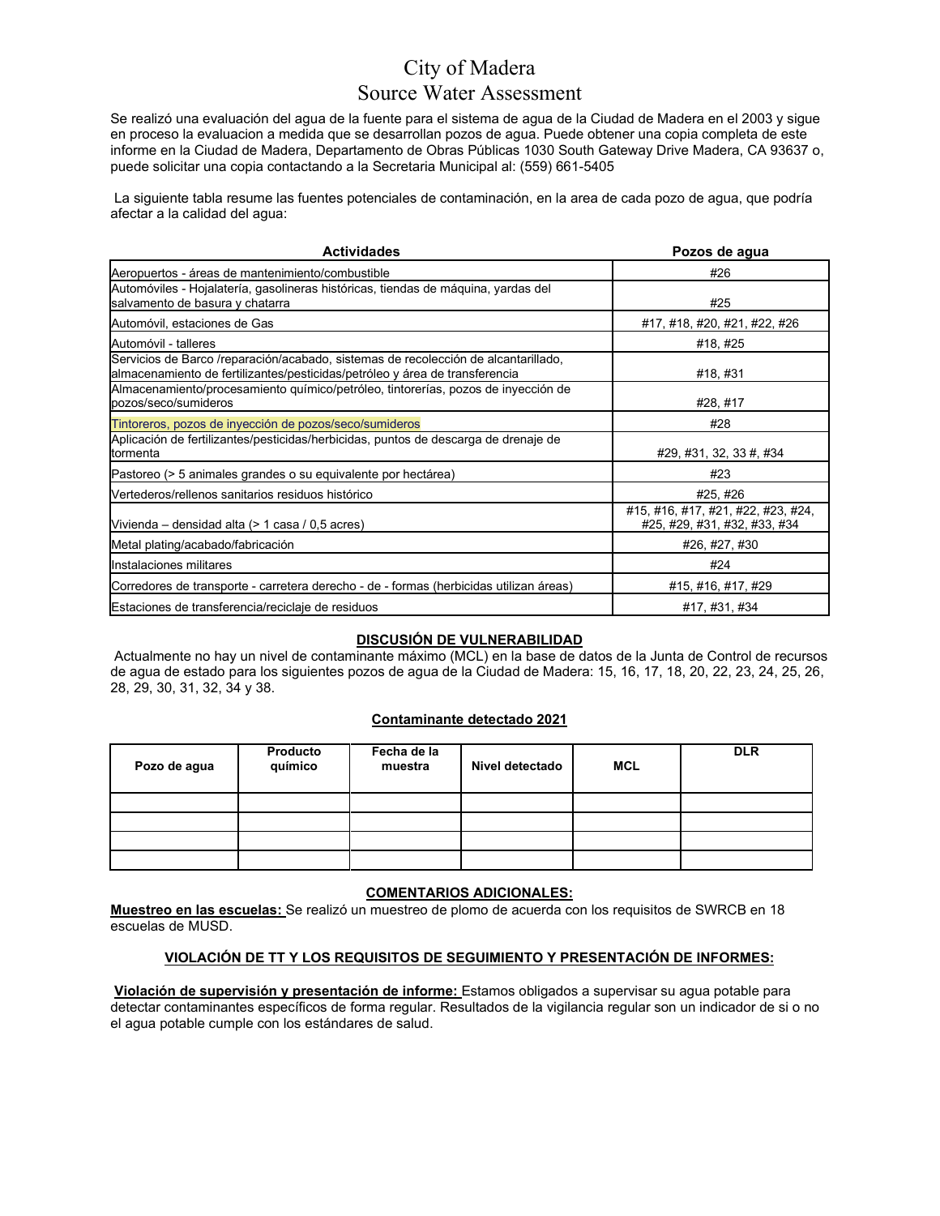# City of Madera
## Source Water Assessment

Se realizó una evaluación del agua de la fuente para el sistema de agua de la Ciudad de Madera en el 2003 y sigue en proceso la evaluacion a medida que se desarrollan pozos de agua. Puede obtener una copia completa de este informe en la Ciudad de Madera, Departamento de Obras Públicas 1030 South Gateway Drive Madera, CA 93637 o, puede solicitar una copia contactando a la Secretaria Municipal al: (559) 661-5405

La siguiente tabla resume las fuentes potenciales de contaminación, en la area de cada pozo de agua, que podría afectar a la calidad del agua:

| Actividades | Pozos de agua |
|---|---|
| Aeropuertos - áreas de mantenimiento/combustible | #26 |
| Automóviles - Hojalatería, gasolineras históricas, tiendas de máquina, yardas del salvamento de basura y chatarra | #25 |
| Automóvil, estaciones de Gas | #17, #18, #20, #21, #22, #26 |
| Automóvil - talleres | #18, #25 |
| Servicios de Barco /reparación/acabado, sistemas de recolección de alcantarillado, almacenamiento de fertilizantes/pesticidas/petróleo y área de transferencia | #18, #31 |
| Almacenamiento/procesamiento químico/petróleo, tintorerías, pozos de inyección de pozos/seco/sumideros | #28, #17 |
| Tintoreros, pozos de inyección de pozos/seco/sumideros | #28 |
| Aplicación de fertilizantes/pesticidas/herbicidas, puntos de descarga de drenaje de tormenta | #29, #31, 32, 33 #, #34 |
| Pastoreo (> 5 animales grandes o su equivalente por hectárea) | #23 |
| Vertederos/rellenos sanitarios residuos histórico | #25, #26 |
| Vivienda – densidad alta (> 1 casa / 0,5 acres) | #15, #16, #17, #21, #22, #23, #24, #25, #29, #31, #32, #33, #34 |
| Metal plating/acabado/fabricación | #26, #27, #30 |
| Instalaciones militares | #24 |
| Corredores de transporte - carretera derecho - de - formas (herbicidas utilizan áreas) | #15, #16, #17, #29 |
| Estaciones de transferencia/reciclaje de residuos | #17, #31, #34 |

**DISCUSIÓN DE VULNERABILIDAD**

Actualmente no hay un nivel de contaminante máximo (MCL) en la base de datos de la Junta de Control de recursos de agua de estado para los siguientes pozos de agua de la Ciudad de Madera: 15, 16, 17, 18, 20, 22, 23, 24, 25, 26, 28, 29, 30, 31, 32, 34 y 38.

**Contaminante detectado 2021**

| Pozo de agua | Producto químico | Fecha de la muestra | Nivel detectado | MCL | DLR |
|---|---|---|---|---|---|
| | | | | | |
| | | | | | |
| | | | | | |
| | | | | | |

**COMENTARIOS ADICIONALES:**

**Muestreo en las escuelas:** Se realizó un muestreo de plomo de acuerda con los requisitos de SWRCB en 18 escuelas de MUSD.

**VIOLACIÓN DE TT Y LOS REQUISITOS DE SEGUIMIENTO Y PRESENTACIÓN DE INFORMES:**

**Violación de supervisión y presentación de informe:** Estamos obligados a supervisar su agua potable para detectar contaminantes específicos de forma regular. Resultados de la vigilancia regular son un indicador de si o no el agua potable cumple con los estándares de salud.